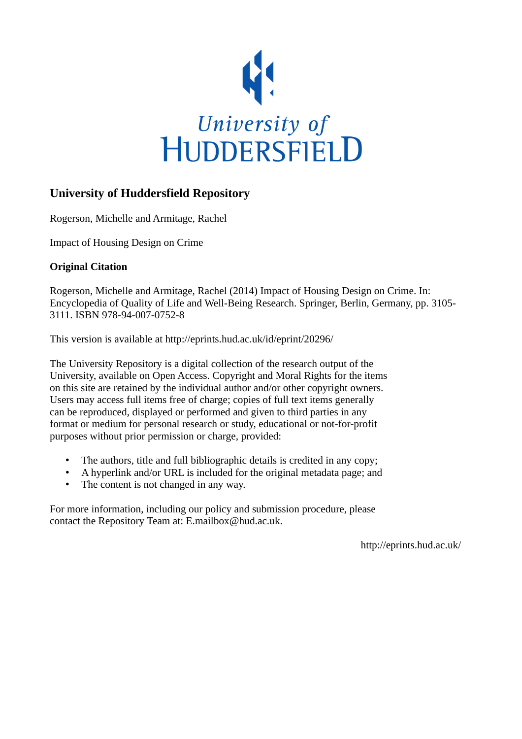University of HUDDERSFIELD

## University of Huddersfield Repository

Rogerson, Michelle and Armitage, Rachel

Impact of Housing Design on Crime

**Original Citation**

Rogerson, Michelle and Armitage, Rachel (2014) Impact of Housing Design on Crime. In: Encyclopedia of Quality of Life and Well-Being Research. Springer, Berlin, Germany, pp. 3105-3111. ISBN 978-94-007-0752-8

This version is available at http://eprints.hud.ac.uk/id/eprint/20296/

The University Repository is a digital collection of the research output of the University, available on Open Access. Copyright and Moral Rights for the items on this site are retained by the individual author and/or other copyright owners. Users may access full items free of charge; copies of full text items generally can be reproduced, displayed or performed and given to third parties in any format or medium for personal research or study, educational or not-for-profit purposes without prior permission or charge, provided:

- The authors, title and full bibliographic details is credited in any copy;
- A hyperlink and/or URL is included for the original metadata page; and
- The content is not changed in any way.

For more information, including our policy and submission procedure, please contact the Repository Team at: E.mailbox@hud.ac.uk.

http://eprints.hud.ac.uk/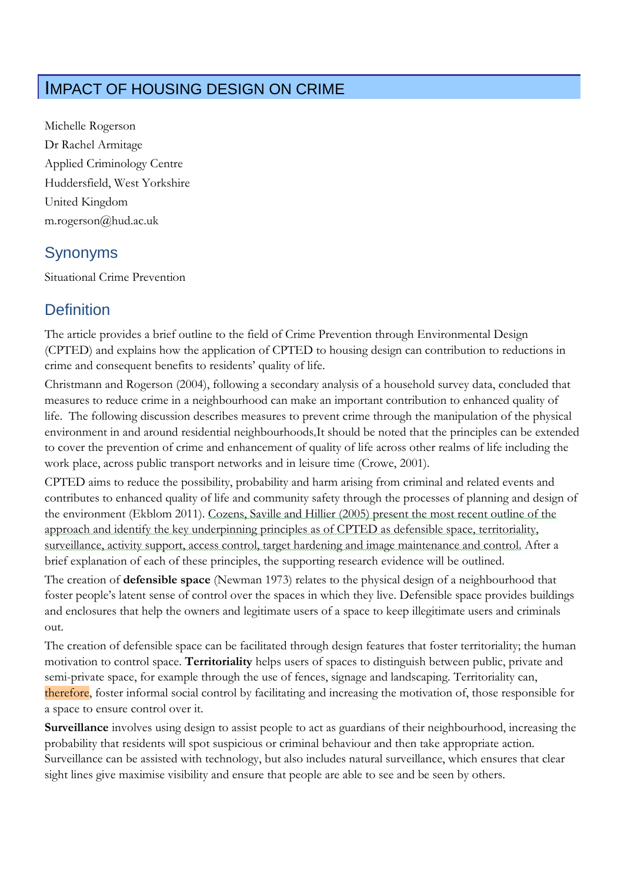# Impact of Housing Design on Crime

Michelle Rogerson

Dr Rachel Armitage

Applied Criminology Centre

Huddersfield, West Yorkshire

United Kingdom

m.rogerson@hud.ac.uk

## Synonyms

Situational Crime Prevention

## Definition

The article provides a brief outline to the field of Crime Prevention through Environmental Design (CPTED) and explains how the application of CPTED to housing design can contribution to reductions in crime and consequent benefits to residents' quality of life.

Christmann and Rogerson (2004), following a secondary analysis of a household survey data, concluded that measures to reduce crime in a neighbourhood can make an important contribution to enhanced quality of life. The following discussion describes measures to prevent crime through the manipulation of the physical environment in and around residential neighbourhoods.It should be noted that the principles can be extended to cover the prevention of crime and enhancement of quality of life across other realms of life including the work place, across public transport networks and in leisure time (Crowe, 2001).

CPTED aims to reduce the possibility, probability and harm arising from criminal and related events and contributes to enhanced quality of life and community safety through the processes of planning and design of the environment (Ekblom 2011). Cozens, Saville and Hillier (2005) present the most recent outline of the approach and identify the key underpinning principles as of CPTED as defensible space, territoriality, surveillance, activity support, access control, target hardening and image maintenance and control. After a brief explanation of each of these principles, the supporting research evidence will be outlined.

The creation of **defensible space** (Newman 1973) relates to the physical design of a neighbourhood that foster people's latent sense of control over the spaces in which they live. Defensible space provides buildings and enclosures that help the owners and legitimate users of a space to keep illegitimate users and criminals out.

The creation of defensible space can be facilitated through design features that foster territoriality; the human motivation to control space. **Territoriality** helps users of spaces to distinguish between public, private and semi-private space, for example through the use of fences, signage and landscaping. Territoriality can, therefore, foster informal social control by facilitating and increasing the motivation of, those responsible for a space to ensure control over it.

**Surveillance** involves using design to assist people to act as guardians of their neighbourhood, increasing the probability that residents will spot suspicious or criminal behaviour and then take appropriate action. Surveillance can be assisted with technology, but also includes natural surveillance, which ensures that clear sight lines give maximise visibility and ensure that people are able to see and be seen by others.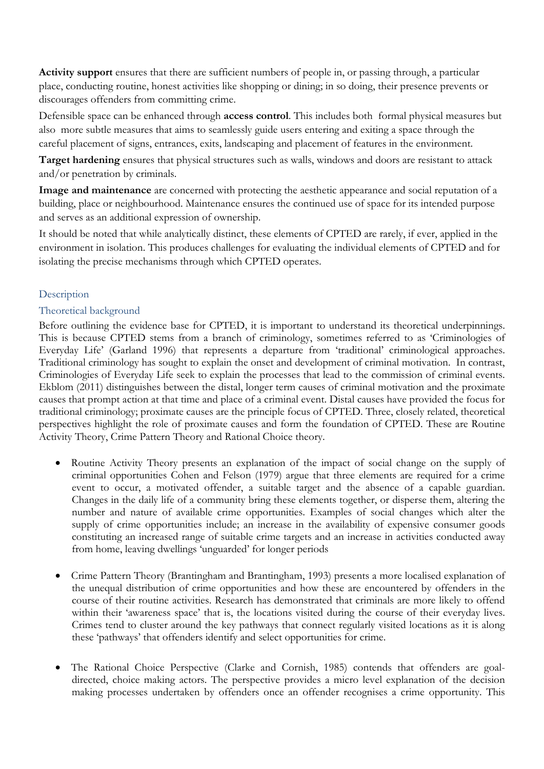**Activity support** ensures that there are sufficient numbers of people in, or passing through, a particular place, conducting routine, honest activities like shopping or dining; in so doing, their presence prevents or discourages offenders from committing crime.

Defensible space can be enhanced through **access control**. This includes both formal physical measures but also more subtle measures that aims to seamlessly guide users entering and exiting a space through the careful placement of signs, entrances, exits, landscaping and placement of features in the environment.

**Target hardening** ensures that physical structures such as walls, windows and doors are resistant to attack and/or penetration by criminals.

**Image and maintenance** are concerned with protecting the aesthetic appearance and social reputation of a building, place or neighbourhood. Maintenance ensures the continued use of space for its intended purpose and serves as an additional expression of ownership.

It should be noted that while analytically distinct, these elements of CPTED are rarely, if ever, applied in the environment in isolation. This produces challenges for evaluating the individual elements of CPTED and for isolating the precise mechanisms through which CPTED operates.

## Description

### Theoretical background

Before outlining the evidence base for CPTED, it is important to understand its theoretical underpinnings. This is because CPTED stems from a branch of criminology, sometimes referred to as 'Criminologies of Everyday Life' (Garland 1996) that represents a departure from 'traditional' criminological approaches. Traditional criminology has sought to explain the onset and development of criminal motivation. In contrast, Criminologies of Everyday Life seek to explain the processes that lead to the commission of criminal events. Ekblom (2011) distinguishes between the distal, longer term causes of criminal motivation and the proximate causes that prompt action at that time and place of a criminal event. Distal causes have provided the focus for traditional criminology; proximate causes are the principle focus of CPTED. Three, closely related, theoretical perspectives highlight the role of proximate causes and form the foundation of CPTED. These are Routine Activity Theory, Crime Pattern Theory and Rational Choice theory.

- Routine Activity Theory presents an explanation of the impact of social change on the supply of criminal opportunities Cohen and Felson (1979) argue that three elements are required for a crime event to occur, a motivated offender, a suitable target and the absence of a capable guardian. Changes in the daily life of a community bring these elements together, or disperse them, altering the number and nature of available crime opportunities. Examples of social changes which alter the supply of crime opportunities include; an increase in the availability of expensive consumer goods constituting an increased range of suitable crime targets and an increase in activities conducted away from home, leaving dwellings 'unguarded' for longer periods

- Crime Pattern Theory (Brantingham and Brantingham, 1993) presents a more localised explanation of the unequal distribution of crime opportunities and how these are encountered by offenders in the course of their routine activities. Research has demonstrated that criminals are more likely to offend within their 'awareness space' that is, the locations visited during the course of their everyday lives. Crimes tend to cluster around the key pathways that connect regularly visited locations as it is along these 'pathways' that offenders identify and select opportunities for crime.

- The Rational Choice Perspective (Clarke and Cornish, 1985) contends that offenders are goal-directed, choice making actors. The perspective provides a micro level explanation of the decision making processes undertaken by offenders once an offender recognises a crime opportunity. This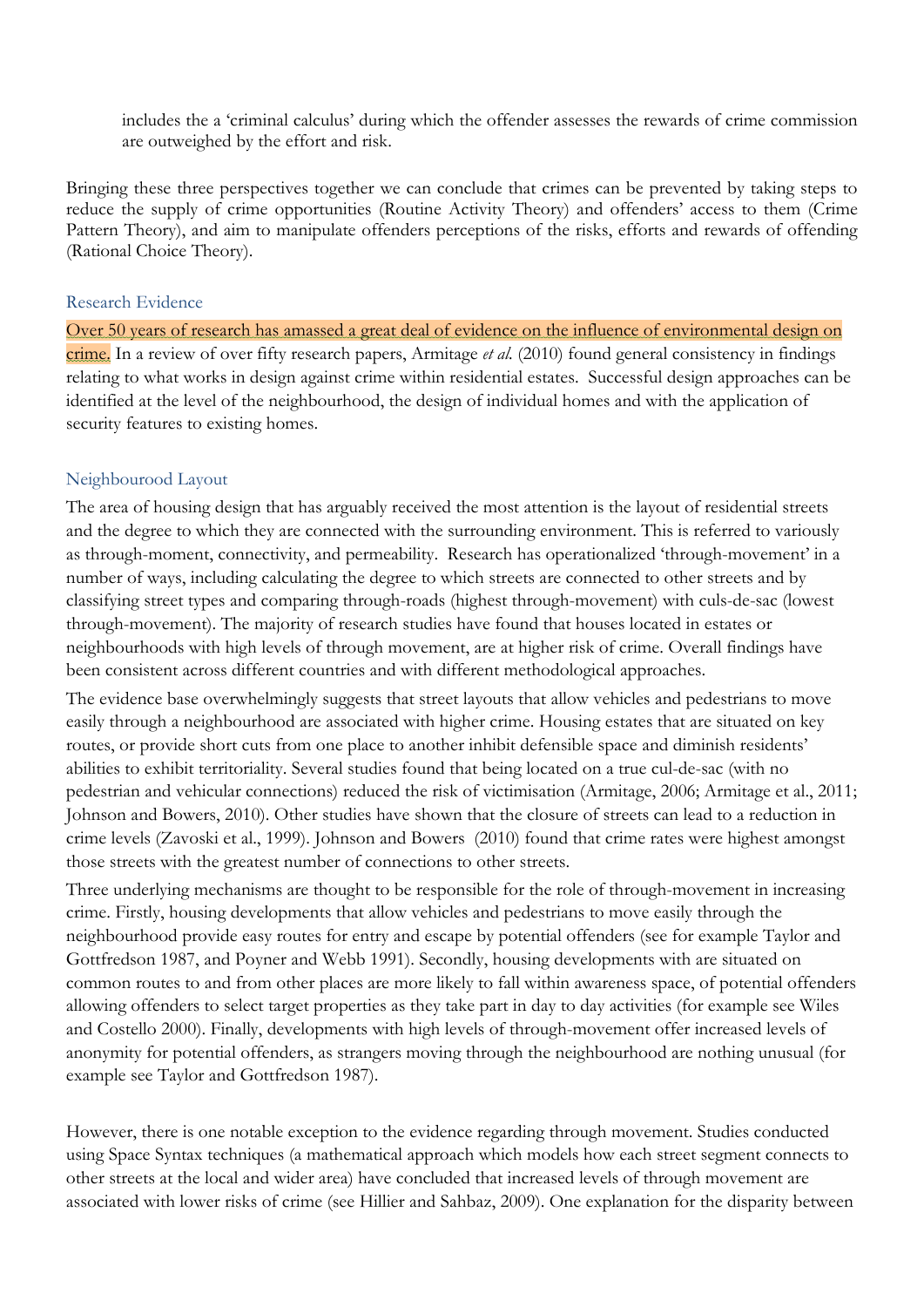includes the a 'criminal calculus' during which the offender assesses the rewards of crime commission are outweighed by the effort and risk.

Bringing these three perspectives together we can conclude that crimes can be prevented by taking steps to reduce the supply of crime opportunities (Routine Activity Theory) and offenders' access to them (Crime Pattern Theory), and aim to manipulate offenders perceptions of the risks, efforts and rewards of offending (Rational Choice Theory).

## Research Evidence

Over 50 years of research has amassed a great deal of evidence on the influence of environmental design on crime. In a review of over fifty research papers, Armitage *et al.* (2010) found general consistency in findings relating to what works in design against crime within residential estates. Successful design approaches can be identified at the level of the neighbourhood, the design of individual homes and with the application of security features to existing homes.

## Neighbourood Layout

The area of housing design that has arguably received the most attention is the layout of residential streets and the degree to which they are connected with the surrounding environment. This is referred to variously as through-moment, connectivity, and permeability. Research has operationalized 'through-movement' in a number of ways, including calculating the degree to which streets are connected to other streets and by classifying street types and comparing through-roads (highest through-movement) with culs-de-sac (lowest through-movement). The majority of research studies have found that houses located in estates or neighbourhoods with high levels of through movement, are at higher risk of crime. Overall findings have been consistent across different countries and with different methodological approaches.

The evidence base overwhelmingly suggests that street layouts that allow vehicles and pedestrians to move easily through a neighbourhood are associated with higher crime. Housing estates that are situated on key routes, or provide short cuts from one place to another inhibit defensible space and diminish residents' abilities to exhibit territoriality. Several studies found that being located on a true cul-de-sac (with no pedestrian and vehicular connections) reduced the risk of victimisation (Armitage, 2006; Armitage et al., 2011; Johnson and Bowers, 2010). Other studies have shown that the closure of streets can lead to a reduction in crime levels (Zavoski et al., 1999). Johnson and Bowers (2010) found that crime rates were highest amongst those streets with the greatest number of connections to other streets.

Three underlying mechanisms are thought to be responsible for the role of through-movement in increasing crime. Firstly, housing developments that allow vehicles and pedestrians to move easily through the neighbourhood provide easy routes for entry and escape by potential offenders (see for example Taylor and Gottfredson 1987, and Poyner and Webb 1991). Secondly, housing developments with are situated on common routes to and from other places are more likely to fall within awareness space, of potential offenders allowing offenders to select target properties as they take part in day to day activities (for example see Wiles and Costello 2000). Finally, developments with high levels of through-movement offer increased levels of anonymity for potential offenders, as strangers moving through the neighbourhood are nothing unusual (for example see Taylor and Gottfredson 1987).

However, there is one notable exception to the evidence regarding through movement. Studies conducted using Space Syntax techniques (a mathematical approach which models how each street segment connects to other streets at the local and wider area) have concluded that increased levels of through movement are associated with lower risks of crime (see Hillier and Sahbaz, 2009). One explanation for the disparity between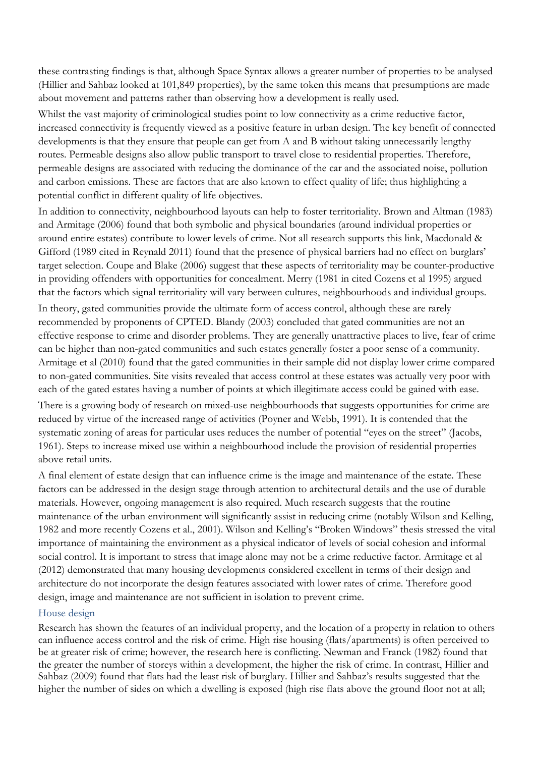these contrasting findings is that, although Space Syntax allows a greater number of properties to be analysed (Hillier and Sahbaz looked at 101,849 properties), by the same token this means that presumptions are made about movement and patterns rather than observing how a development is really used.

Whilst the vast majority of criminological studies point to low connectivity as a crime reductive factor, increased connectivity is frequently viewed as a positive feature in urban design. The key benefit of connected developments is that they ensure that people can get from A and B without taking unnecessarily lengthy routes. Permeable designs also allow public transport to travel close to residential properties. Therefore, permeable designs are associated with reducing the dominance of the car and the associated noise, pollution and carbon emissions. These are factors that are also known to effect quality of life; thus highlighting a potential conflict in different quality of life objectives.

In addition to connectivity, neighbourhood layouts can help to foster territoriality. Brown and Altman (1983) and Armitage (2006) found that both symbolic and physical boundaries (around individual properties or around entire estates) contribute to lower levels of crime. Not all research supports this link, Macdonald & Gifford (1989 cited in Reynald 2011) found that the presence of physical barriers had no effect on burglars' target selection. Coupe and Blake (2006) suggest that these aspects of territoriality may be counter-productive in providing offenders with opportunities for concealment. Merry (1981 in cited Cozens et al 1995) argued that the factors which signal territoriality will vary between cultures, neighbourhoods and individual groups.

In theory, gated communities provide the ultimate form of access control, although these are rarely recommended by proponents of CPTED. Blandy (2003) concluded that gated communities are not an effective response to crime and disorder problems. They are generally unattractive places to live, fear of crime can be higher than non-gated communities and such estates generally foster a poor sense of a community. Armitage et al (2010) found that the gated communities in their sample did not display lower crime compared to non-gated communities. Site visits revealed that access control at these estates was actually very poor with each of the gated estates having a number of points at which illegitimate access could be gained with ease.

There is a growing body of research on mixed-use neighbourhoods that suggests opportunities for crime are reduced by virtue of the increased range of activities (Poyner and Webb, 1991). It is contended that the systematic zoning of areas for particular uses reduces the number of potential "eyes on the street" (Jacobs, 1961). Steps to increase mixed use within a neighbourhood include the provision of residential properties above retail units.

A final element of estate design that can influence crime is the image and maintenance of the estate. These factors can be addressed in the design stage through attention to architectural details and the use of durable materials. However, ongoing management is also required. Much research suggests that the routine maintenance of the urban environment will significantly assist in reducing crime (notably Wilson and Kelling, 1982 and more recently Cozens et al., 2001). Wilson and Kelling's "Broken Windows" thesis stressed the vital importance of maintaining the environment as a physical indicator of levels of social cohesion and informal social control. It is important to stress that image alone may not be a crime reductive factor. Armitage et al (2012) demonstrated that many housing developments considered excellent in terms of their design and architecture do not incorporate the design features associated with lower rates of crime. Therefore good design, image and maintenance are not sufficient in isolation to prevent crime.

### House design

Research has shown the features of an individual property, and the location of a property in relation to others can influence access control and the risk of crime. High rise housing (flats/apartments) is often perceived to be at greater risk of crime; however, the research here is conflicting. Newman and Franck (1982) found that the greater the number of storeys within a development, the higher the risk of crime. In contrast, Hillier and Sahbaz (2009) found that flats had the least risk of burglary. Hillier and Sahbaz's results suggested that the higher the number of sides on which a dwelling is exposed (high rise flats above the ground floor not at all;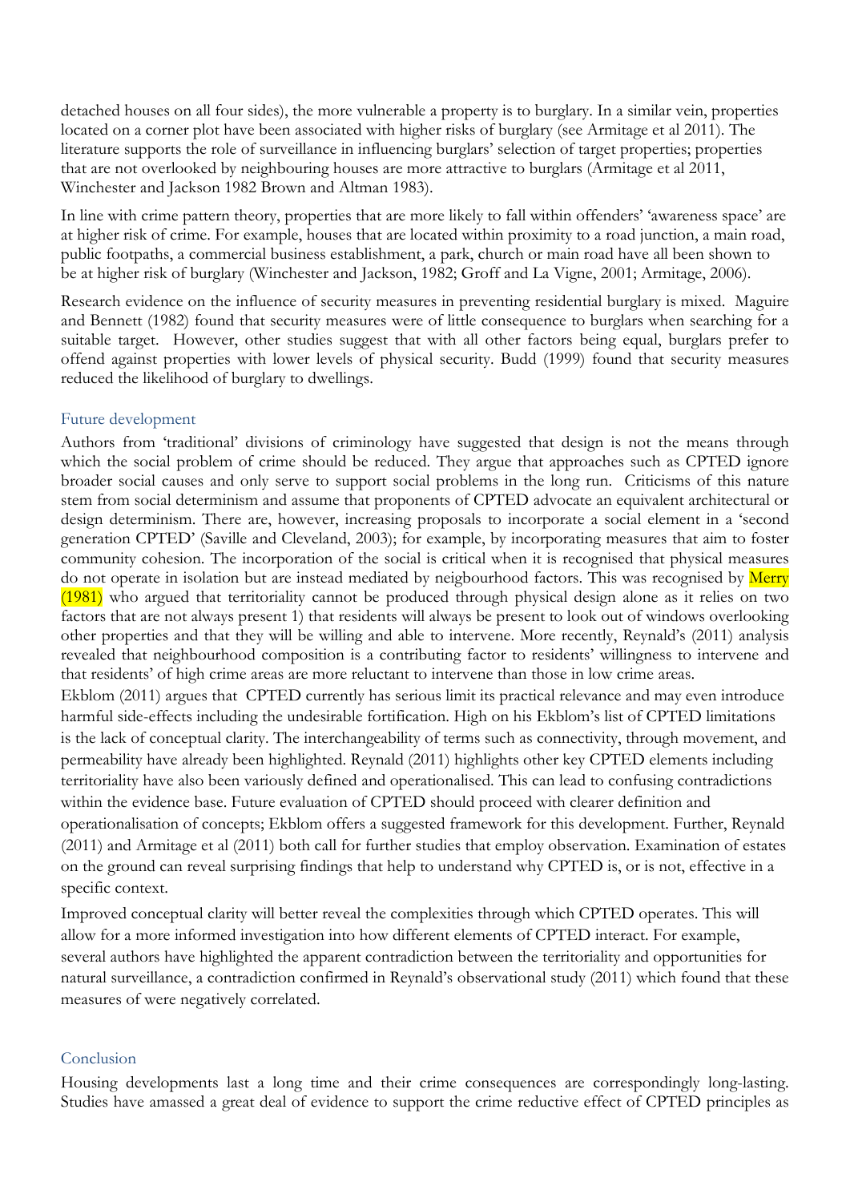detached houses on all four sides), the more vulnerable a property is to burglary. In a similar vein, properties located on a corner plot have been associated with higher risks of burglary (see Armitage et al 2011). The literature supports the role of surveillance in influencing burglars' selection of target properties; properties that are not overlooked by neighbouring houses are more attractive to burglars (Armitage et al 2011, Winchester and Jackson 1982 Brown and Altman 1983).

In line with crime pattern theory, properties that are more likely to fall within offenders' 'awareness space' are at higher risk of crime. For example, houses that are located within proximity to a road junction, a main road, public footpaths, a commercial business establishment, a park, church or main road have all been shown to be at higher risk of burglary (Winchester and Jackson, 1982; Groff and La Vigne, 2001; Armitage, 2006).

Research evidence on the influence of security measures in preventing residential burglary is mixed. Maguire and Bennett (1982) found that security measures were of little consequence to burglars when searching for a suitable target. However, other studies suggest that with all other factors being equal, burglars prefer to offend against properties with lower levels of physical security. Budd (1999) found that security measures reduced the likelihood of burglary to dwellings.

### Future development

Authors from 'traditional' divisions of criminology have suggested that design is not the means through which the social problem of crime should be reduced. They argue that approaches such as CPTED ignore broader social causes and only serve to support social problems in the long run. Criticisms of this nature stem from social determinism and assume that proponents of CPTED advocate an equivalent architectural or design determinism. There are, however, increasing proposals to incorporate a social element in a 'second generation CPTED' (Saville and Cleveland, 2003); for example, by incorporating measures that aim to foster community cohesion. The incorporation of the social is critical when it is recognised that physical measures do not operate in isolation but are instead mediated by neigbourhood factors. This was recognised by Merry (1981) who argued that territoriality cannot be produced through physical design alone as it relies on two factors that are not always present 1) that residents will always be present to look out of windows overlooking other properties and that they will be willing and able to intervene. More recently, Reynald's (2011) analysis revealed that neighbourhood composition is a contributing factor to residents' willingness to intervene and that residents' of high crime areas are more reluctant to intervene than those in low crime areas.

Ekblom (2011) argues that CPTED currently has serious limit its practical relevance and may even introduce harmful side-effects including the undesirable fortification. High on his Ekblom's list of CPTED limitations is the lack of conceptual clarity. The interchangeability of terms such as connectivity, through movement, and permeability have already been highlighted. Reynald (2011) highlights other key CPTED elements including territoriality have also been variously defined and operationalised. This can lead to confusing contradictions within the evidence base. Future evaluation of CPTED should proceed with clearer definition and operationalisation of concepts; Ekblom offers a suggested framework for this development. Further, Reynald (2011) and Armitage et al (2011) both call for further studies that employ observation. Examination of estates on the ground can reveal surprising findings that help to understand why CPTED is, or is not, effective in a specific context.

Improved conceptual clarity will better reveal the complexities through which CPTED operates. This will allow for a more informed investigation into how different elements of CPTED interact. For example, several authors have highlighted the apparent contradiction between the territoriality and opportunities for natural surveillance, a contradiction confirmed in Reynald's observational study (2011) which found that these measures of were negatively correlated.

### Conclusion

Housing developments last a long time and their crime consequences are correspondingly long-lasting. Studies have amassed a great deal of evidence to support the crime reductive effect of CPTED principles as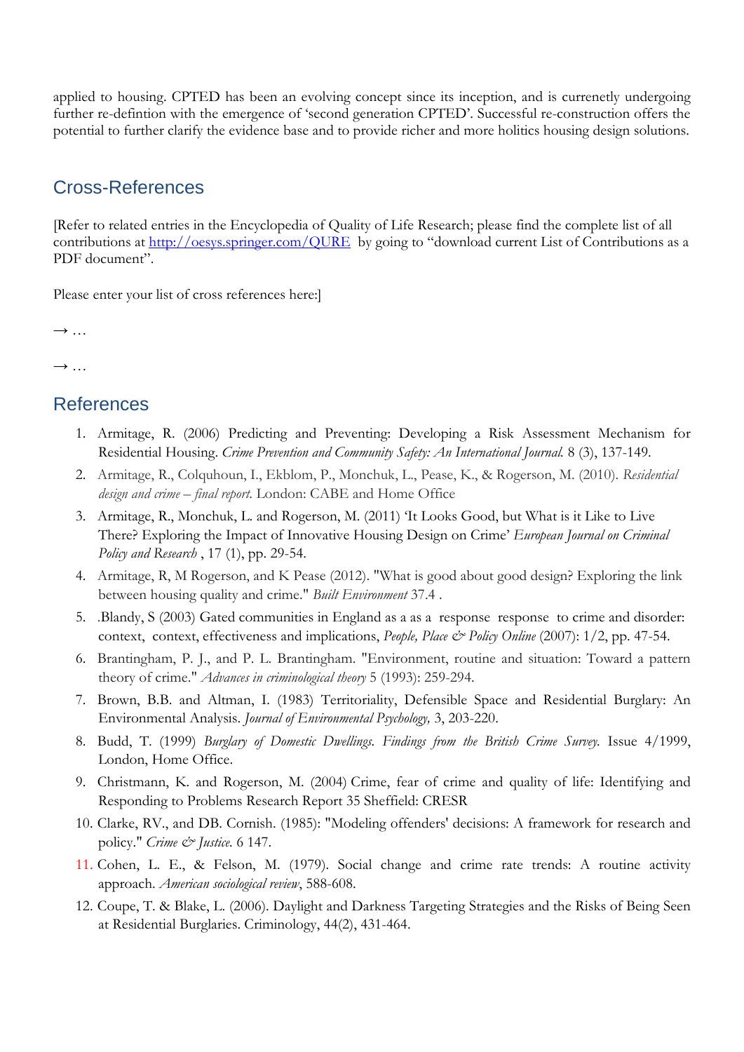applied to housing. CPTED has been an evolving concept since its inception, and is currenetly undergoing further re-defintion with the emergence of 'second generation CPTED'. Successful re-construction offers the potential to further clarify the evidence base and to provide richer and more holitics housing design solutions.

## Cross-References

[Refer to related entries in the Encyclopedia of Quality of Life Research; please find the complete list of all contributions at http://oesys.springer.com/QURE by going to "download current List of Contributions as a PDF document".

Please enter your list of cross references here:]

→ …

→ …

## References

1. Armitage, R. (2006) Predicting and Preventing: Developing a Risk Assessment Mechanism for Residential Housing. *Crime Prevention and Community Safety: An International Journal.* 8 (3), 137-149.
2. Armitage, R., Colquhoun, I., Ekblom, P., Monchuk, L., Pease, K., & Rogerson, M. (2010). *Residential design and crime – final report.* London: CABE and Home Office
3. Armitage, R., Monchuk, L. and Rogerson, M. (2011) 'It Looks Good, but What is it Like to Live There? Exploring the Impact of Innovative Housing Design on Crime' *European Journal on Criminal Policy and Research* , 17 (1), pp. 29-54.
4. Armitage, R, M Rogerson, and K Pease (2012). "What is good about good design? Exploring the link between housing quality and crime." *Built Environment* 37.4 .
5. .Blandy, S (2003) Gated communities in England as a as a response response to crime and disorder: context, context, effectiveness and implications, *People, Place & Policy Online* (2007): 1/2, pp. 47-54.
6. Brantingham, P. J., and P. L. Brantingham. "Environment, routine and situation: Toward a pattern theory of crime." *Advances in criminological theory* 5 (1993): 259-294.
7. Brown, B.B. and Altman, I. (1983) Territoriality, Defensible Space and Residential Burglary: An Environmental Analysis. *Journal of Environmental Psychology,* 3, 203-220.
8. Budd, T. (1999) *Burglary of Domestic Dwellings. Findings from the British Crime Survey.* Issue 4/1999, London, Home Office.
9. Christmann, K. and Rogerson, M. (2004) Crime, fear of crime and quality of life: Identifying and Responding to Problems Research Report 35 Sheffield: CRESR
10. Clarke, RV., and DB. Cornish. (1985): "Modeling offenders' decisions: A framework for research and policy." *Crime & Justice.* 6 147.
11. Cohen, L. E., & Felson, M. (1979). Social change and crime rate trends: A routine activity approach. *American sociological review*, 588-608.
12. Coupe, T. & Blake, L. (2006). Daylight and Darkness Targeting Strategies and the Risks of Being Seen at Residential Burglaries. Criminology, 44(2), 431-464.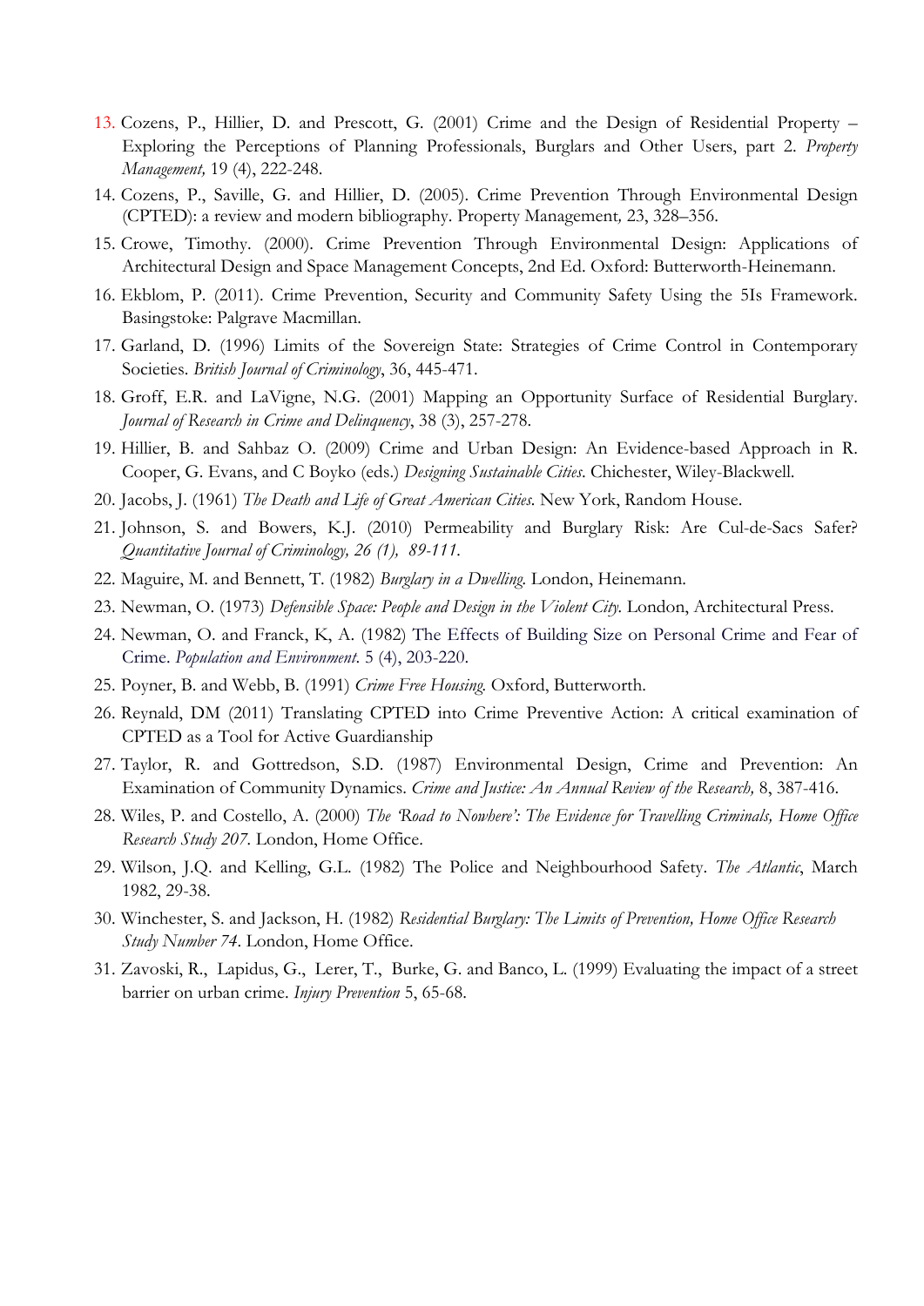13. Cozens, P., Hillier, D. and Prescott, G. (2001) Crime and the Design of Residential Property – Exploring the Perceptions of Planning Professionals, Burglars and Other Users, part 2. *Property Management,* 19 (4), 222-248.
14. Cozens, P., Saville, G. and Hillier, D. (2005). Crime Prevention Through Environmental Design (CPTED): a review and modern bibliography. Property Management*,* 23, 328–356.
15. Crowe, Timothy. (2000). Crime Prevention Through Environmental Design: Applications of Architectural Design and Space Management Concepts, 2nd Ed. Oxford: Butterworth-Heinemann.
16. Ekblom, P. (2011). Crime Prevention, Security and Community Safety Using the 5Is Framework. Basingstoke: Palgrave Macmillan.
17. Garland, D. (1996) Limits of the Sovereign State: Strategies of Crime Control in Contemporary Societies. *British Journal of Criminology*, 36, 445-471.
18. Groff, E.R. and LaVigne, N.G. (2001) Mapping an Opportunity Surface of Residential Burglary. *Journal of Research in Crime and Delinquency*, 38 (3), 257-278.
19. Hillier, B. and Sahbaz O. (2009) Crime and Urban Design: An Evidence-based Approach in R. Cooper, G. Evans, and C Boyko (eds.) *Designing Sustainable Cities*. Chichester, Wiley-Blackwell.
20. Jacobs, J. (1961) *The Death and Life of Great American Cities.* New York, Random House.
21. Johnson, S. and Bowers, K.J. (2010) Permeability and Burglary Risk: Are Cul-de-Sacs Safer? *Quantitative Journal of Criminology, 26 (1), 89-111.*
22. Maguire, M. and Bennett, T. (1982) *Burglary in a Dwelling.* London, Heinemann.
23. Newman, O. (1973) *Defensible Space: People and Design in the Violent City.* London, Architectural Press.
24. Newman, O. and Franck, K, A. (1982) The Effects of Building Size on Personal Crime and Fear of Crime. *Population and Environment*. 5 (4), 203-220.
25. Poyner, B. and Webb, B. (1991) *Crime Free Housing.* Oxford, Butterworth.
26. Reynald, DM (2011) Translating CPTED into Crime Preventive Action: A critical examination of CPTED as a Tool for Active Guardianship
27. Taylor, R. and Gottredson, S.D. (1987) Environmental Design, Crime and Prevention: An Examination of Community Dynamics. *Crime and Justice: An Annual Review of the Research,* 8, 387-416.
28. Wiles, P. and Costello, A. (2000) *The 'Road to Nowhere': The Evidence for Travelling Criminals, Home Office Research Study 207*. London, Home Office.
29. Wilson, J.Q. and Kelling, G.L. (1982) The Police and Neighbourhood Safety. *The Atlantic*, March 1982, 29-38.
30. Winchester, S. and Jackson, H. (1982) *Residential Burglary: The Limits of Prevention, Home Office Research Study Number 74*. London, Home Office.
31. Zavoski, R., Lapidus, G., Lerer, T., Burke, G. and Banco, L. (1999) Evaluating the impact of a street barrier on urban crime. *Injury Prevention* 5, 65-68.